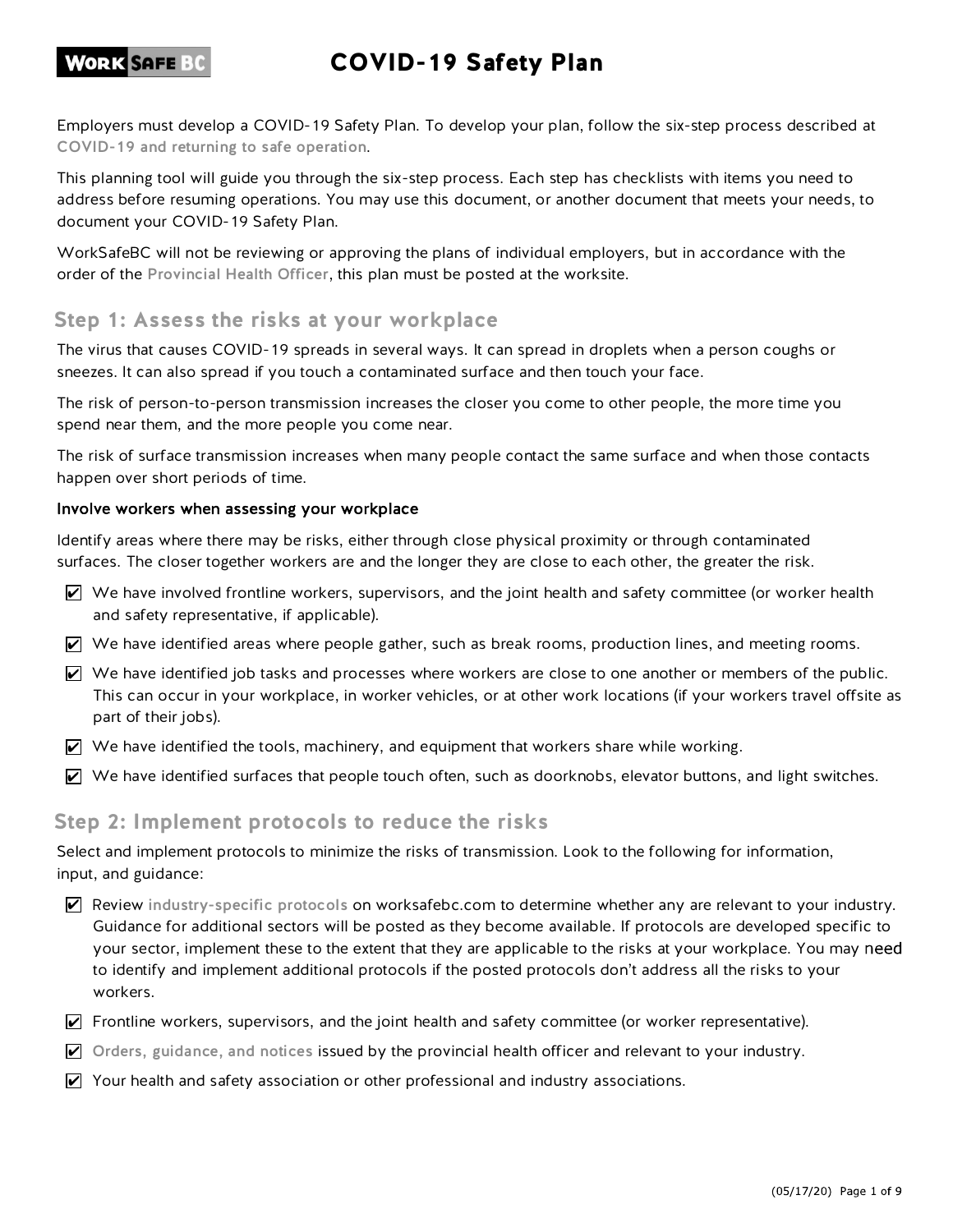# COVID-19 Safety Plan

Employers must develop a COVID-19 Safety Plan. To develop your plan, follow the six-step process described at COVID-19 and returning to safe operation.

This planning tool will guide you through the six-step process. Each step has checklists with items you need to address before resuming operations. You may use this document, or another document that meets your needs, to document your COVID-19 Safety Plan.

WorkSafeBC will not be reviewing or approving the plans of individual employers, but in accordance with the order of the Provincial Health Officer, this plan must be posted at the worksite.

## Step 1: Assess the risks at your workplace

The virus that causes COVID-19 spreads in several ways. It can spread in droplets when a person coughs or sneezes. It can also spread if you touch a contaminated surface and then touch your face.

The risk of person-to-person transmission increases the closer you come to other people, the more time you spend near them, and the more people you come near.

The risk of surface transmission increases when many people contact the same surface and when those contacts happen over short periods of time.

### Involve workers when assessing your workplace

Identify areas where there may be risks, either through close physical proximity or through contaminated surfaces. The closer together workers are and the longer they are close to each other, the greater the risk.

- ☑ We have involved frontline workers, supervisors, and the joint health and safety committee (or worker health and safety representative, if applicable).
- ☑ We have identified areas where people gather, such as break rooms, production lines, and meeting rooms.
- ☑ We have identified job tasks and processes where workers are close to one another or members of the public. This can occur in your workplace, in worker vehicles, or at other work locations (if your workers travel offsite as part of their jobs).
- ☑ We have identified the tools, machinery, and equipment that workers share while working.
- ☑ We have identified surfaces that people touch often, such as doorknobs, elevator buttons, and light switches.

## Step 2: Implement protocols to reduce the risks

Select and implement protocols to minimize the risks of transmission. Look to the following for information, input, and guidance:

- ☑ Review industry-specific protocols on worksafebc.com to determine whether any are relevant to your industry. Guidance for additional sectors will be posted as they become available. If protocols are developed specific to your sector, implement these to the extent that they are applicable to the risks at your workplace. You may need to identify and implement additional protocols if the posted protocols don't address all the risks to your workers.
- ☑ Frontline workers, supervisors, and the joint health and safety committee (or worker representative).
- ☑ Orders, guidance, and notices issued by the provincial health officer and relevant to your industry.
- ☑ Your health and safety association or other professional and industry associations.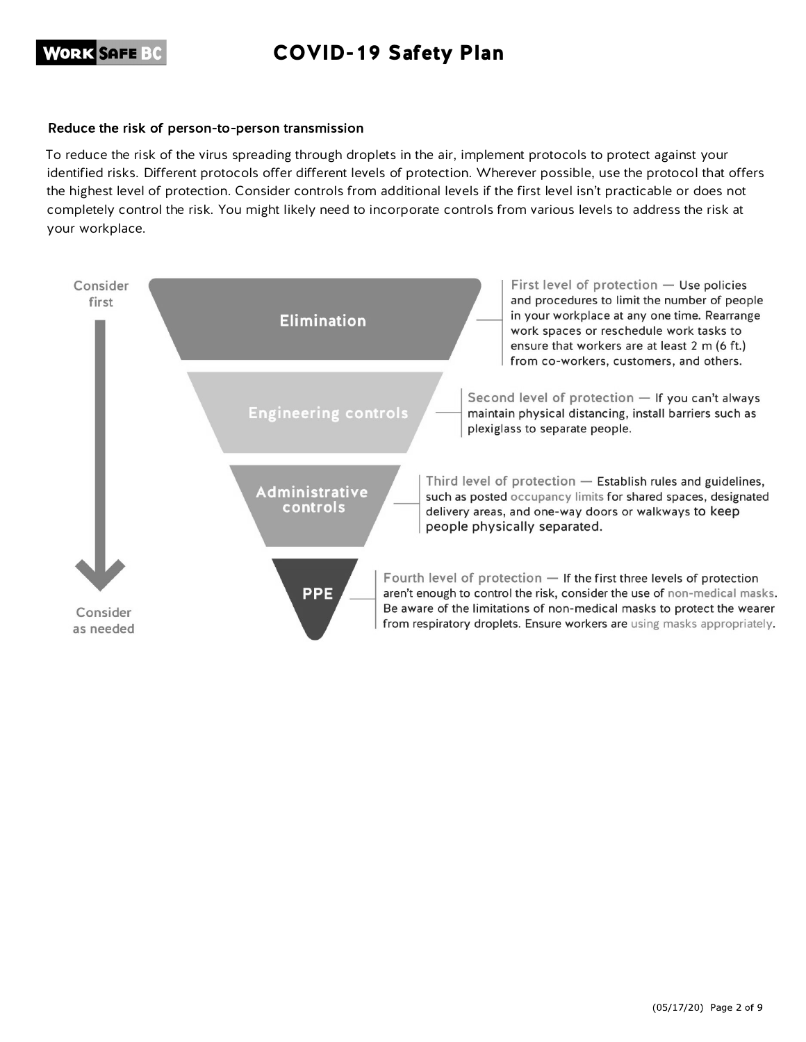### Reduce the risk of person-to-person transmission

To reduce the risk of the virus spreading through droplets in the air, implement protocols to protect against your identified risks. Different protocols offer different levels of protection. Wherever possible, use the protocol that offers the highest level of protection. Consider controls from additional levels if the first level isn't practicable or does not completely control the risk. You might likely need to incorporate controls from various levels to address the risk at your workplace.

Consider first

**Elimination**

First level of protection — Use policies and procedures to limit the number of people in your workplace at any one time. Rearrange work spaces or reschedule work tasks to ensure that workers are at least 2 m (6 ft.) from co-workers, customers, and others.

**Engineering controls**

Second level of protection — If you can't always maintain physical distancing, install barriers such as plexiglass to separate people.

**Administrative controls**

Third level of protection — Establish rules and guidelines, such as posted occupancy limits for shared spaces, designated delivery areas, and one-way doors or walkways to keep people physically separated.

**PPE**

Fourth level of protection — If the first three levels of protection aren't enough to control the risk, consider the use of non-medical masks. Be aware of the limitations of non-medical masks to protect the wearer from respiratory droplets. Ensure workers are using masks appropriately.

Consider as needed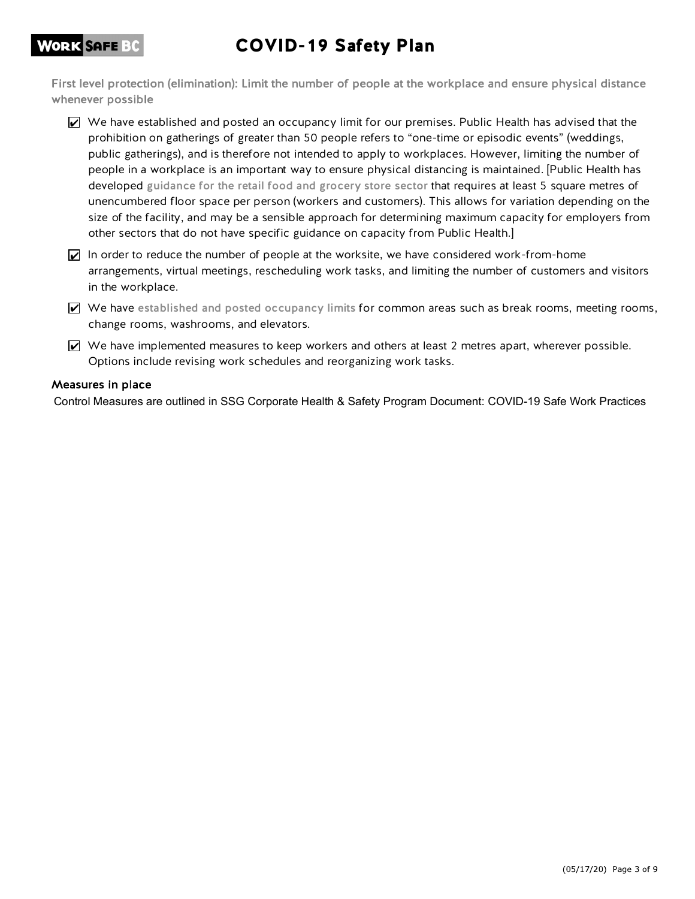First level protection (elimination): Limit the number of people at the workplace and ensure physical distance whenever possible

- ☑ We have established and posted an occupancy limit for our premises. Public Health has advised that the prohibition on gatherings of greater than 50 people refers to "one-time or episodic events" (weddings, public gatherings), and is therefore not intended to apply to workplaces. However, limiting the number of people in a workplace is an important way to ensure physical distancing is maintained. [Public Health has developed guidance for the retail food and grocery store sector that requires at least 5 square metres of unencumbered floor space per person (workers and customers). This allows for variation depending on the size of the facility, and may be a sensible approach for determining maximum capacity for employers from other sectors that do not have specific guidance on capacity from Public Health.]
- ☑ In order to reduce the number of people at the worksite, we have considered work-from-home arrangements, virtual meetings, rescheduling work tasks, and limiting the number of customers and visitors in the workplace.
- ☑ We have established and posted occupancy limits for common areas such as break rooms, meeting rooms, change rooms, washrooms, and elevators.
- ☑ We have implemented measures to keep workers and others at least 2 metres apart, wherever possible. Options include revising work schedules and reorganizing work tasks.

### Measures in place

Control Measures are outlined in SSG Corporate Health & Safety Program Document: COVID-19 Safe Work Practices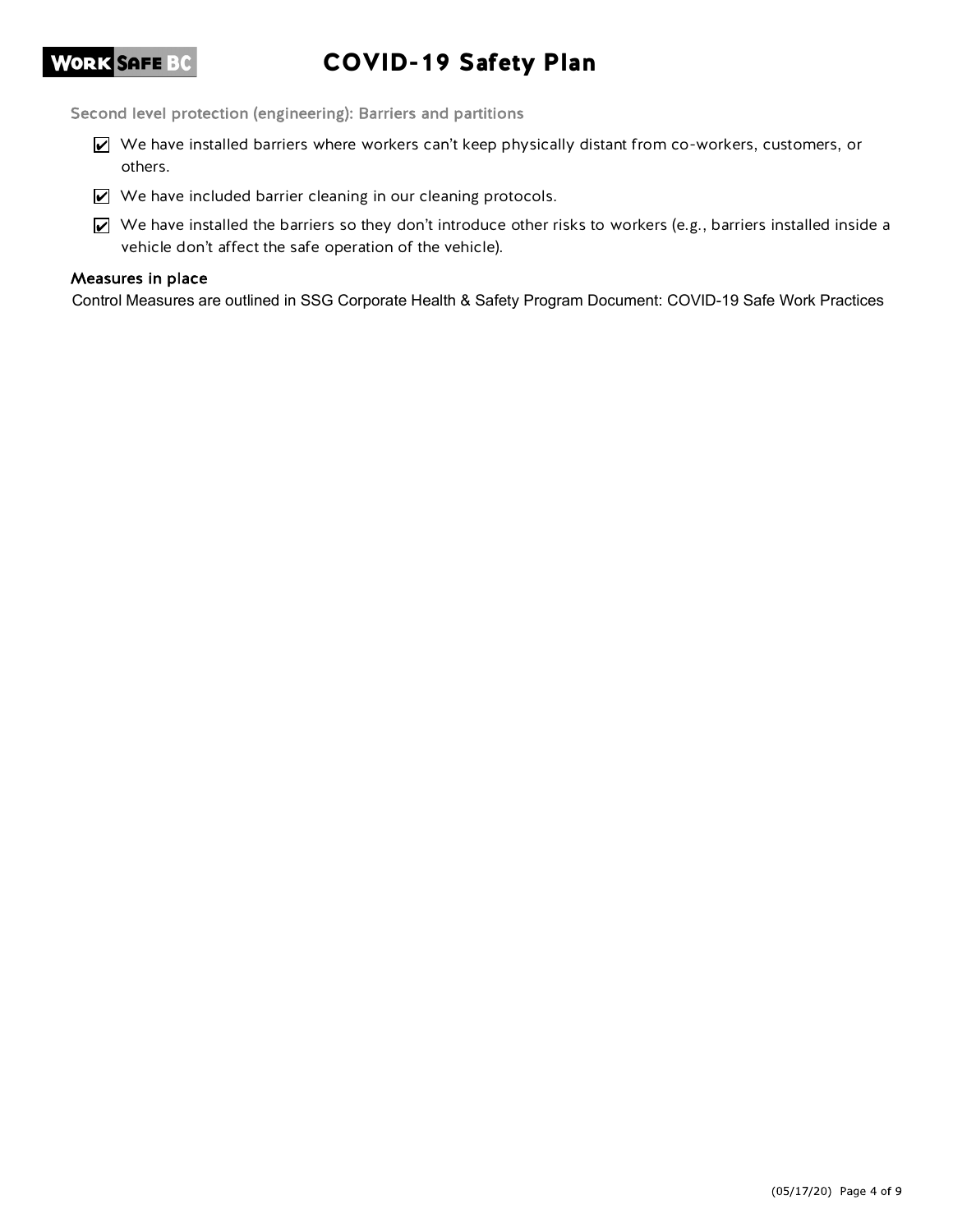### Second level protection (engineering): Barriers and partitions

- ☑ We have installed barriers where workers can't keep physically distant from co-workers, customers, or others.
- ☑ We have included barrier cleaning in our cleaning protocols.
- ☑ We have installed the barriers so they don't introduce other risks to workers (e.g., barriers installed inside a vehicle don't affect the safe operation of the vehicle).

### Measures in place

Control Measures are outlined in SSG Corporate Health & Safety Program Document: COVID-19 Safe Work Practices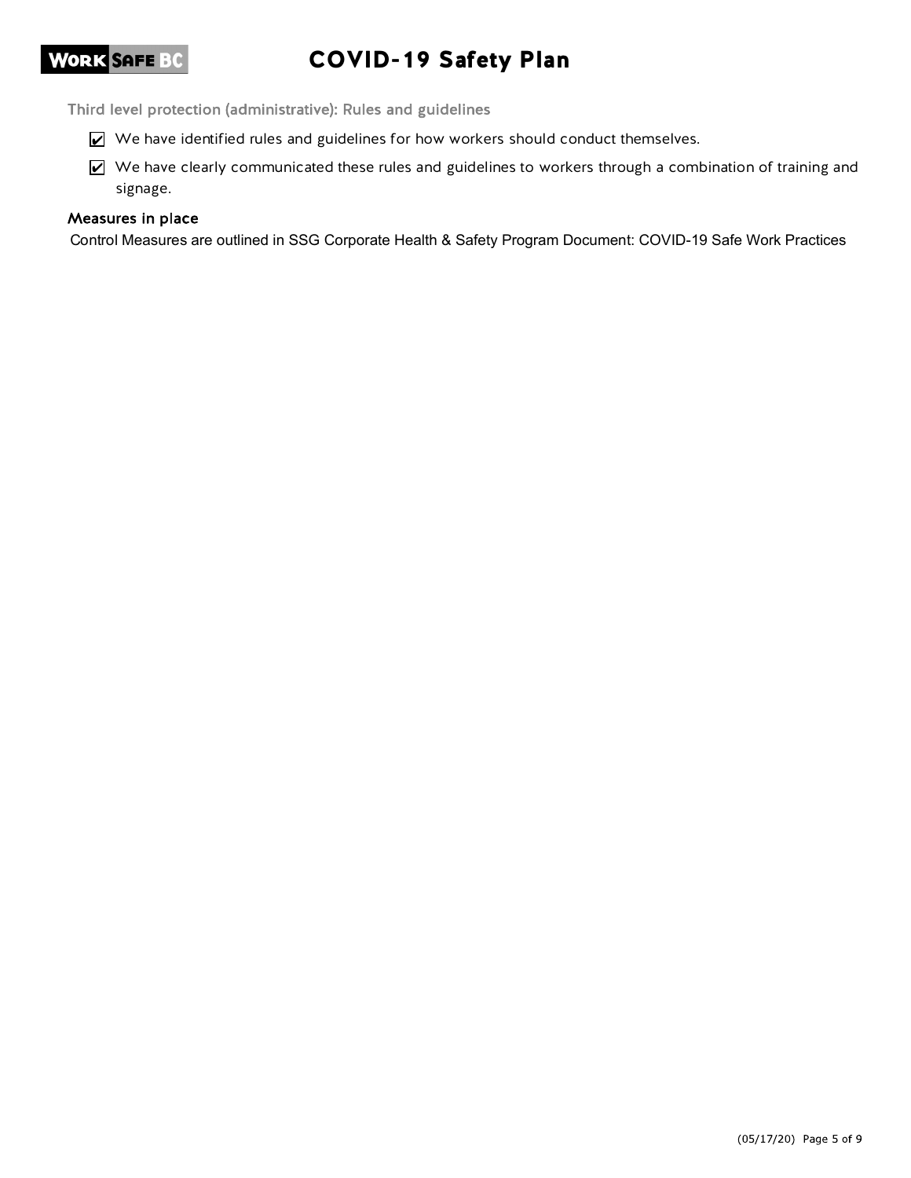### Third level protection (administrative): Rules and guidelines

- [x] We have identified rules and guidelines for how workers should conduct themselves.
- [x] We have clearly communicated these rules and guidelines to workers through a combination of training and signage.

### Measures in place

Control Measures are outlined in SSG Corporate Health & Safety Program Document: COVID-19 Safe Work Practices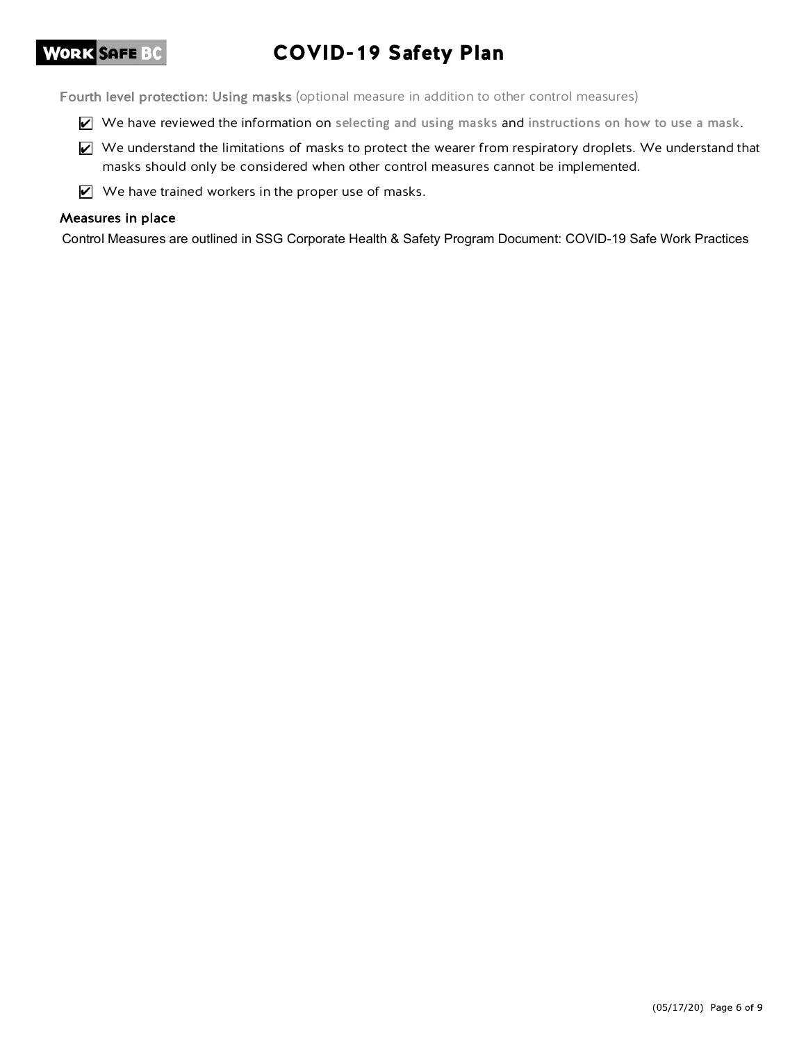**Fourth level protection: Using masks** (optional measure in addition to other control measures)

- ☑ We have reviewed the information on **selecting and using masks** and **instructions on how to use a mask**.
- ☑ We understand the limitations of masks to protect the wearer from respiratory droplets. We understand that masks should only be considered when other control measures cannot be implemented.
- ☑ We have trained workers in the proper use of masks.

**Measures in place**

Control Measures are outlined in SSG Corporate Health & Safety Program Document: COVID-19 Safe Work Practices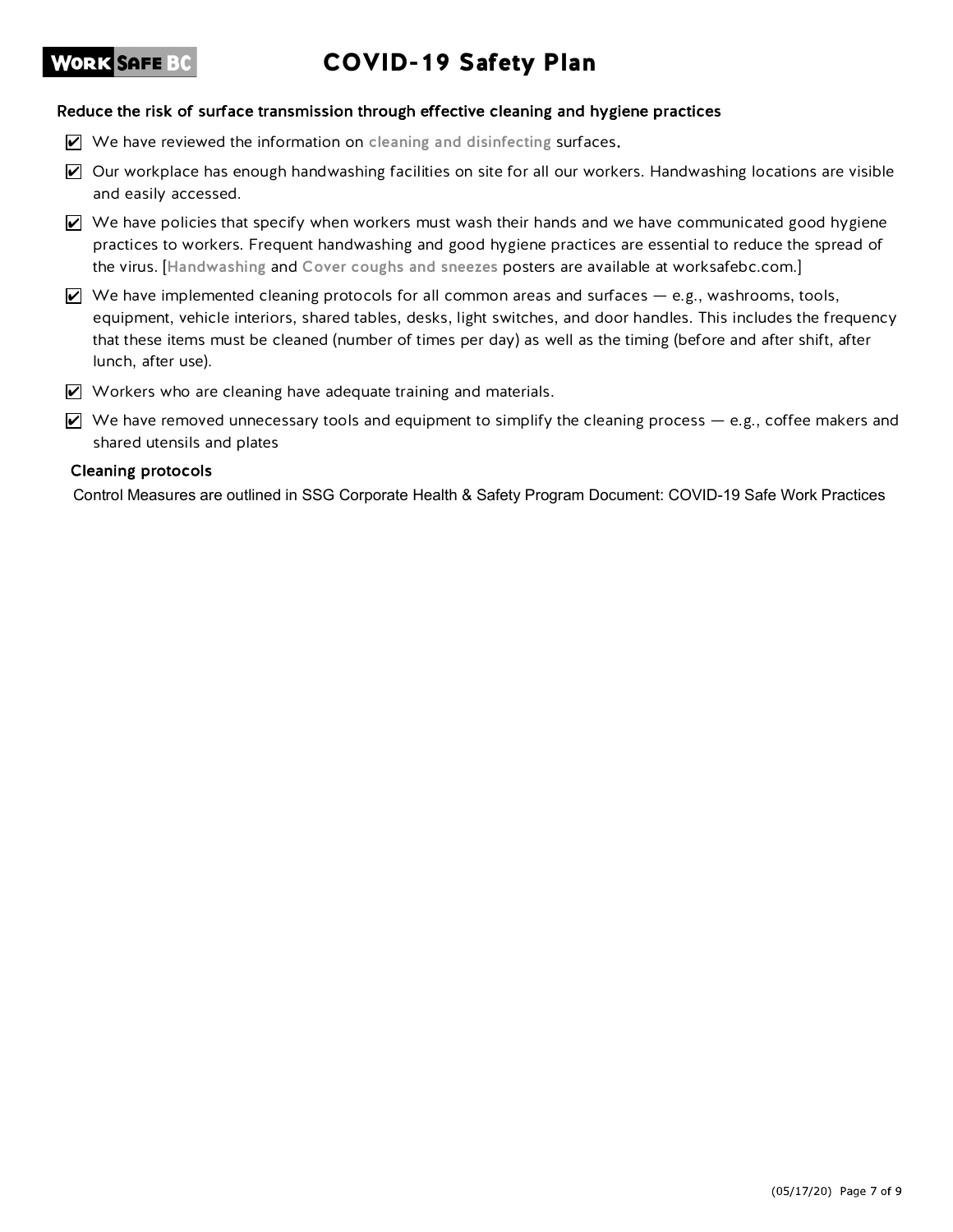## Reduce the risk of surface transmission through effective cleaning and hygiene practices

- ☑ We have reviewed the information on cleaning and disinfecting surfaces.
- ☑ Our workplace has enough handwashing facilities on site for all our workers. Handwashing locations are visible and easily accessed.
- ☑ We have policies that specify when workers must wash their hands and we have communicated good hygiene practices to workers. Frequent handwashing and good hygiene practices are essential to reduce the spread of the virus. [Handwashing and Cover coughs and sneezes posters are available at worksafebc.com.]
- ☑ We have implemented cleaning protocols for all common areas and surfaces — e.g., washrooms, tools, equipment, vehicle interiors, shared tables, desks, light switches, and door handles. This includes the frequency that these items must be cleaned (number of times per day) as well as the timing (before and after shift, after lunch, after use).
- ☑ Workers who are cleaning have adequate training and materials.
- ☑ We have removed unnecessary tools and equipment to simplify the cleaning process — e.g., coffee makers and shared utensils and plates

### Cleaning protocols

Control Measures are outlined in SSG Corporate Health & Safety Program Document: COVID-19 Safe Work Practices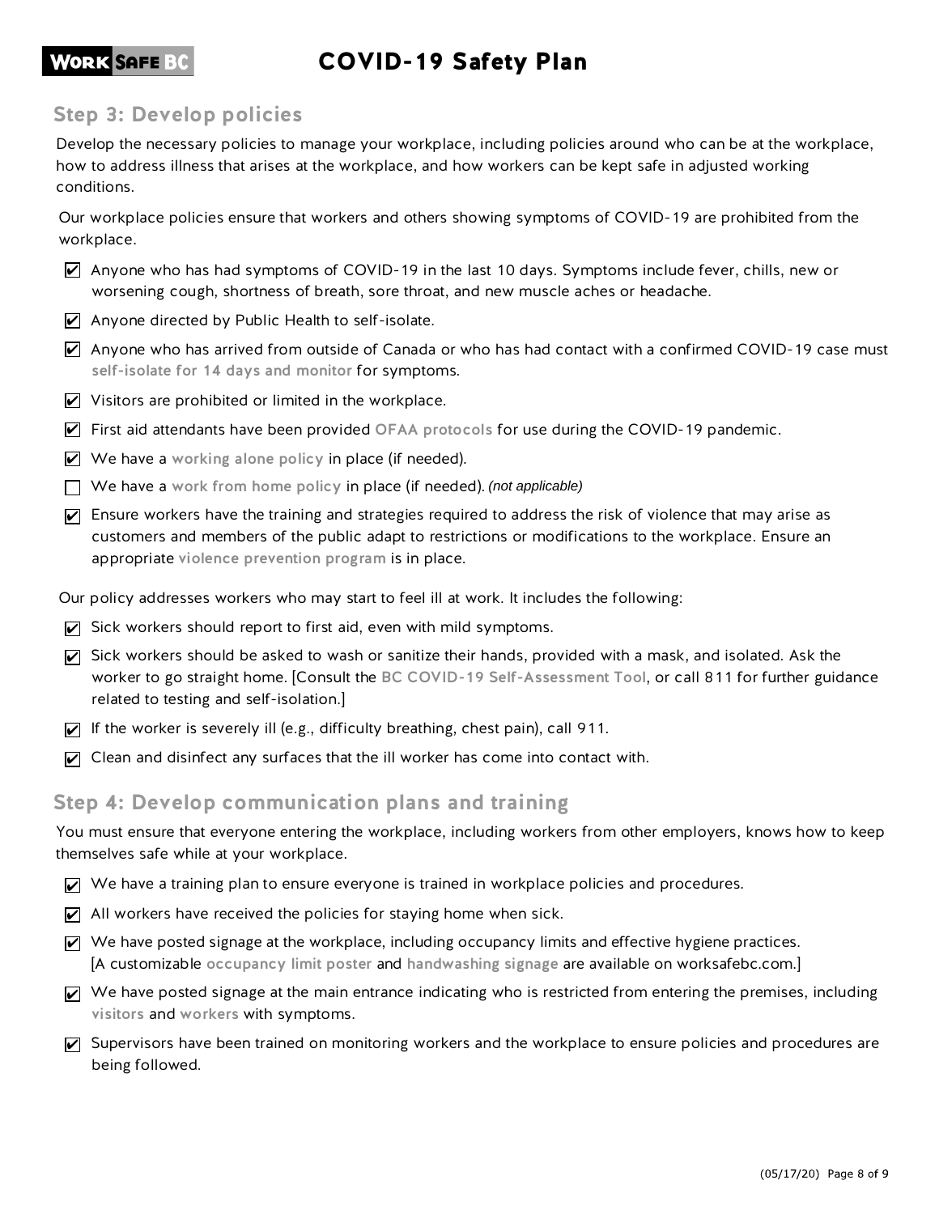## Step 3: Develop policies

Develop the necessary policies to manage your workplace, including policies around who can be at the workplace, how to address illness that arises at the workplace, and how workers can be kept safe in adjusted working conditions.

Our workplace policies ensure that workers and others showing symptoms of COVID-19 are prohibited from the workplace.

- [x] Anyone who has had symptoms of COVID-19 in the last 10 days. Symptoms include fever, chills, new or worsening cough, shortness of breath, sore throat, and new muscle aches or headache.
- [x] Anyone directed by Public Health to self-isolate.
- [x] Anyone who has arrived from outside of Canada or who has had contact with a confirmed COVID-19 case must self-isolate for 14 days and monitor for symptoms.
- [x] Visitors are prohibited or limited in the workplace.
- [x] First aid attendants have been provided OFAA protocols for use during the COVID-19 pandemic.
- [x] We have a working alone policy in place (if needed).
- [ ] We have a work from home policy in place (if needed). *(not applicable)*
- [x] Ensure workers have the training and strategies required to address the risk of violence that may arise as customers and members of the public adapt to restrictions or modifications to the workplace. Ensure an appropriate violence prevention program is in place.

Our policy addresses workers who may start to feel ill at work. It includes the following:

- [x] Sick workers should report to first aid, even with mild symptoms.
- [x] Sick workers should be asked to wash or sanitize their hands, provided with a mask, and isolated. Ask the worker to go straight home. [Consult the BC COVID-19 Self-Assessment Tool, or call 811 for further guidance related to testing and self-isolation.]
- [x] If the worker is severely ill (e.g., difficulty breathing, chest pain), call 911.
- [x] Clean and disinfect any surfaces that the ill worker has come into contact with.

## Step 4: Develop communication plans and training

You must ensure that everyone entering the workplace, including workers from other employers, knows how to keep themselves safe while at your workplace.

- [x] We have a training plan to ensure everyone is trained in workplace policies and procedures.
- [x] All workers have received the policies for staying home when sick.
- [x] We have posted signage at the workplace, including occupancy limits and effective hygiene practices. [A customizable occupancy limit poster and handwashing signage are available on worksafebc.com.]
- [x] We have posted signage at the main entrance indicating who is restricted from entering the premises, including visitors and workers with symptoms.
- [x] Supervisors have been trained on monitoring workers and the workplace to ensure policies and procedures are being followed.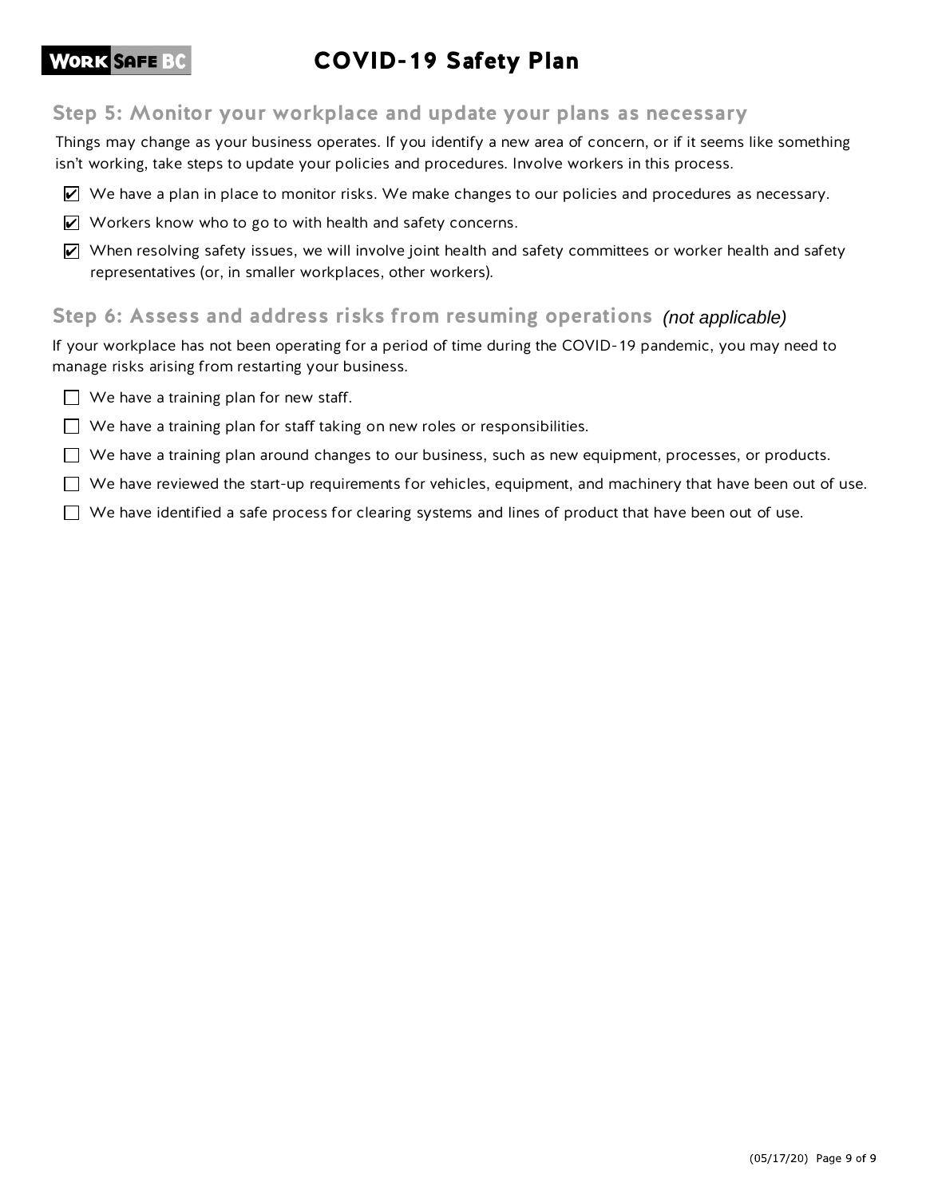## Step 5: Monitor your workplace and update your plans as necessary

Things may change as your business operates. If you identify a new area of concern, or if it seems like something isn't working, take steps to update your policies and procedures. Involve workers in this process.

- [x] We have a plan in place to monitor risks. We make changes to our policies and procedures as necessary.
- [x] Workers know who to go to with health and safety concerns.
- [x] When resolving safety issues, we will involve joint health and safety committees or worker health and safety representatives (or, in smaller workplaces, other workers).

## Step 6: Assess and address risks from resuming operations *(not applicable)*

If your workplace has not been operating for a period of time during the COVID-19 pandemic, you may need to manage risks arising from restarting your business.

- [ ] We have a training plan for new staff.
- [ ] We have a training plan for staff taking on new roles or responsibilities.
- [ ] We have a training plan around changes to our business, such as new equipment, processes, or products.
- [ ] We have reviewed the start-up requirements for vehicles, equipment, and machinery that have been out of use.
- [ ] We have identified a safe process for clearing systems and lines of product that have been out of use.